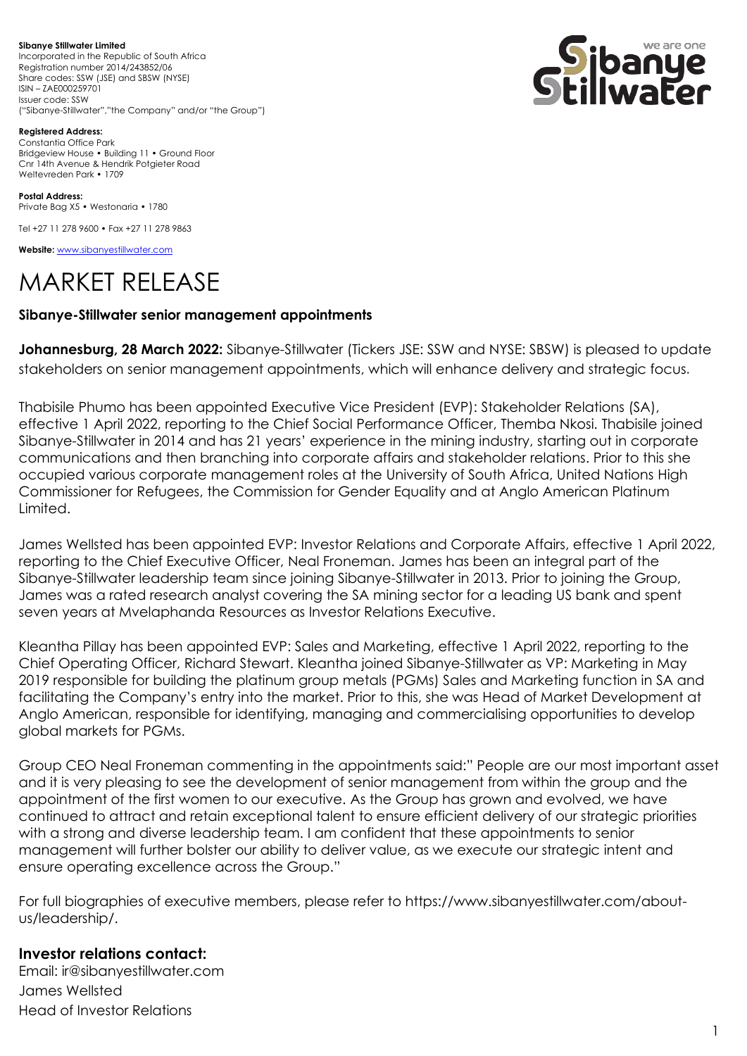**Sibanye Stillwater Limited**
Incorporated in the Republic of South Africa
Registration number 2014/243852/06
Share codes: SSW (JSE) and SBSW (NYSE)
ISIN – ZAE000259701
Issuer code: SSW
("Sibanye-Stillwater","the Company" and/or "the Group")

**Registered Address:**
Constantia Office Park
Bridgeview House • Building 11 • Ground Floor
Cnr 14th Avenue & Hendrik Potgieter Road
Weltevreden Park • 1709

**Postal Address:**
Private Bag X5 • Westonaria • 1780

Tel +27 11 278 9600 • Fax +27 11 278 9863

**Website:** www.sibanyestillwater.com

# MARKET RELEASE

## Sibanye-Stillwater senior management appointments

**Johannesburg, 28 March 2022:** Sibanye-Stillwater (Tickers JSE: SSW and NYSE: SBSW) is pleased to update stakeholders on senior management appointments, which will enhance delivery and strategic focus.

Thabisile Phumo has been appointed Executive Vice President (EVP): Stakeholder Relations (SA), effective 1 April 2022, reporting to the Chief Social Performance Officer, Themba Nkosi. Thabisile joined Sibanye-Stillwater in 2014 and has 21 years' experience in the mining industry, starting out in corporate communications and then branching into corporate affairs and stakeholder relations. Prior to this she occupied various corporate management roles at the University of South Africa, United Nations High Commissioner for Refugees, the Commission for Gender Equality and at Anglo American Platinum Limited.

James Wellsted has been appointed EVP: Investor Relations and Corporate Affairs, effective 1 April 2022, reporting to the Chief Executive Officer, Neal Froneman. James has been an integral part of the Sibanye-Stillwater leadership team since joining Sibanye-Stillwater in 2013. Prior to joining the Group, James was a rated research analyst covering the SA mining sector for a leading US bank and spent seven years at Mvelaphanda Resources as Investor Relations Executive.

Kleantha Pillay has been appointed EVP: Sales and Marketing, effective 1 April 2022, reporting to the Chief Operating Officer, Richard Stewart. Kleantha joined Sibanye-Stillwater as VP: Marketing in May 2019 responsible for building the platinum group metals (PGMs) Sales and Marketing function in SA and facilitating the Company's entry into the market. Prior to this, she was Head of Market Development at Anglo American, responsible for identifying, managing and commercialising opportunities to develop global markets for PGMs.

Group CEO Neal Froneman commenting in the appointments said:" People are our most important asset and it is very pleasing to see the development of senior management from within the group and the appointment of the first women to our executive. As the Group has grown and evolved, we have continued to attract and retain exceptional talent to ensure efficient delivery of our strategic priorities with a strong and diverse leadership team. I am confident that these appointments to senior management will further bolster our ability to deliver value, as we execute our strategic intent and ensure operating excellence across the Group."

For full biographies of executive members, please refer to https://www.sibanyestillwater.com/about-us/leadership/.

## Investor relations contact:

Email: ir@sibanyestillwater.com
James Wellsted
Head of Investor Relations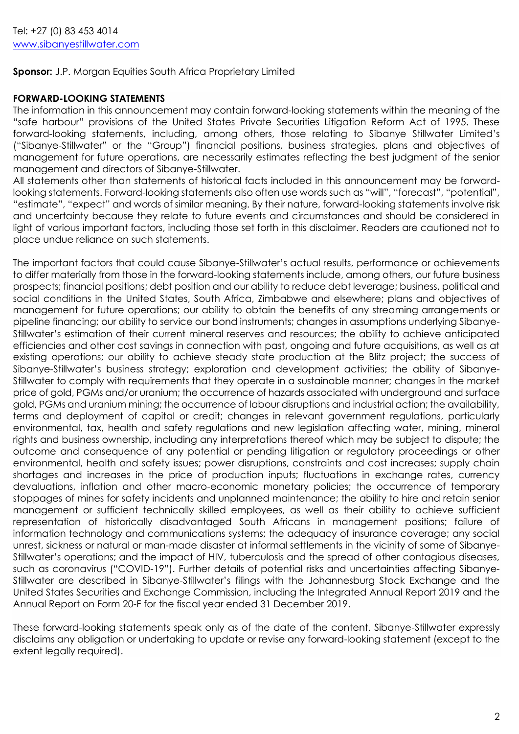Tel: +27 (0) 83 453 4014
www.sibanyestillwater.com

**Sponsor:** J.P. Morgan Equities South Africa Proprietary Limited

**FORWARD-LOOKING STATEMENTS**

The information in this announcement may contain forward-looking statements within the meaning of the "safe harbour" provisions of the United States Private Securities Litigation Reform Act of 1995. These forward-looking statements, including, among others, those relating to Sibanye Stillwater Limited's ("Sibanye-Stillwater" or the "Group") financial positions, business strategies, plans and objectives of management for future operations, are necessarily estimates reflecting the best judgment of the senior management and directors of Sibanye-Stillwater.

All statements other than statements of historical facts included in this announcement may be forward-looking statements. Forward-looking statements also often use words such as "will", "forecast", "potential", "estimate", "expect" and words of similar meaning. By their nature, forward-looking statements involve risk and uncertainty because they relate to future events and circumstances and should be considered in light of various important factors, including those set forth in this disclaimer. Readers are cautioned not to place undue reliance on such statements.

The important factors that could cause Sibanye-Stillwater's actual results, performance or achievements to differ materially from those in the forward-looking statements include, among others, our future business prospects; financial positions; debt position and our ability to reduce debt leverage; business, political and social conditions in the United States, South Africa, Zimbabwe and elsewhere; plans and objectives of management for future operations; our ability to obtain the benefits of any streaming arrangements or pipeline financing; our ability to service our bond instruments; changes in assumptions underlying Sibanye-Stillwater's estimation of their current mineral reserves and resources; the ability to achieve anticipated efficiencies and other cost savings in connection with past, ongoing and future acquisitions, as well as at existing operations; our ability to achieve steady state production at the Blitz project; the success of Sibanye-Stillwater's business strategy; exploration and development activities; the ability of Sibanye-Stillwater to comply with requirements that they operate in a sustainable manner; changes in the market price of gold, PGMs and/or uranium; the occurrence of hazards associated with underground and surface gold, PGMs and uranium mining; the occurrence of labour disruptions and industrial action; the availability, terms and deployment of capital or credit; changes in relevant government regulations, particularly environmental, tax, health and safety regulations and new legislation affecting water, mining, mineral rights and business ownership, including any interpretations thereof which may be subject to dispute; the outcome and consequence of any potential or pending litigation or regulatory proceedings or other environmental, health and safety issues; power disruptions, constraints and cost increases; supply chain shortages and increases in the price of production inputs; fluctuations in exchange rates, currency devaluations, inflation and other macro-economic monetary policies; the occurrence of temporary stoppages of mines for safety incidents and unplanned maintenance; the ability to hire and retain senior management or sufficient technically skilled employees, as well as their ability to achieve sufficient representation of historically disadvantaged South Africans in management positions; failure of information technology and communications systems; the adequacy of insurance coverage; any social unrest, sickness or natural or man-made disaster at informal settlements in the vicinity of some of Sibanye-Stillwater's operations; and the impact of HIV, tuberculosis and the spread of other contagious diseases, such as coronavirus ("COVID-19"). Further details of potential risks and uncertainties affecting Sibanye-Stillwater are described in Sibanye-Stillwater's filings with the Johannesburg Stock Exchange and the United States Securities and Exchange Commission, including the Integrated Annual Report 2019 and the Annual Report on Form 20-F for the fiscal year ended 31 December 2019.

These forward-looking statements speak only as of the date of the content. Sibanye-Stillwater expressly disclaims any obligation or undertaking to update or revise any forward-looking statement (except to the extent legally required).